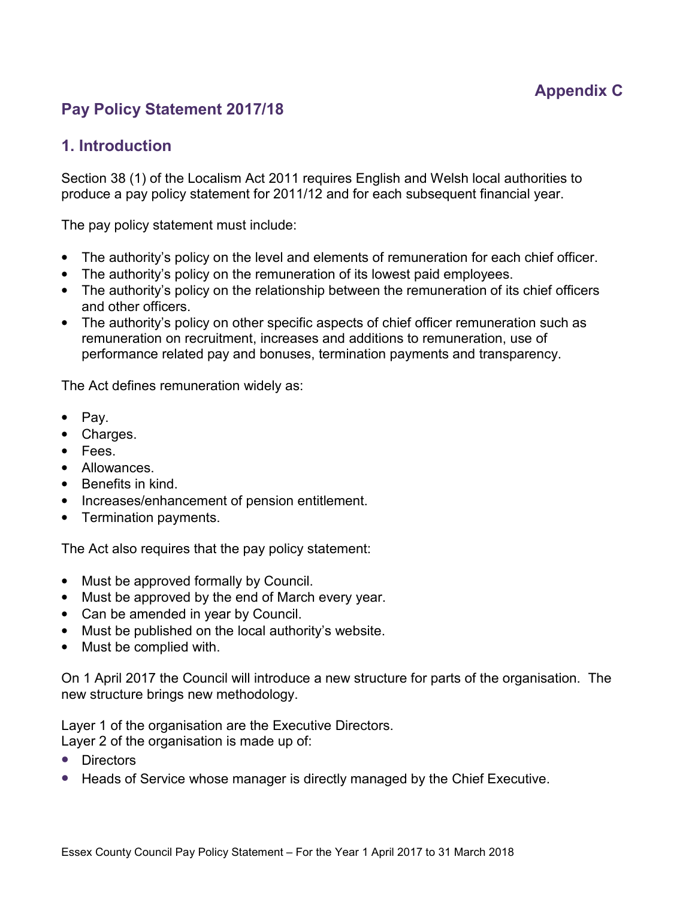Appendix C

# Pay Policy Statement 2017/18

## 1. Introduction

Section 38 (1) of the Localism Act 2011 requires English and Welsh local authorities to produce a pay policy statement for 2011/12 and for each subsequent financial year.

The pay policy statement must include:

- The authority's policy on the level and elements of remuneration for each chief officer.
- The authority's policy on the remuneration of its lowest paid employees.
- The authority's policy on the relationship between the remuneration of its chief officers and other officers.
- The authority's policy on other specific aspects of chief officer remuneration such as remuneration on recruitment, increases and additions to remuneration, use of performance related pay and bonuses, termination payments and transparency.

The Act defines remuneration widely as:

- Pay.
- Charges.
- Fees.
- Allowances.
- Benefits in kind.
- Increases/enhancement of pension entitlement.
- Termination payments.

The Act also requires that the pay policy statement:

- Must be approved formally by Council.
- Must be approved by the end of March every year.
- Can be amended in year by Council.
- Must be published on the local authority's website.
- Must be complied with.

On 1 April 2017 the Council will introduce a new structure for parts of the organisation. The new structure brings new methodology.

Layer 1 of the organisation are the Executive Directors.
Layer 2 of the organisation is made up of:

- Directors
- Heads of Service whose manager is directly managed by the Chief Executive.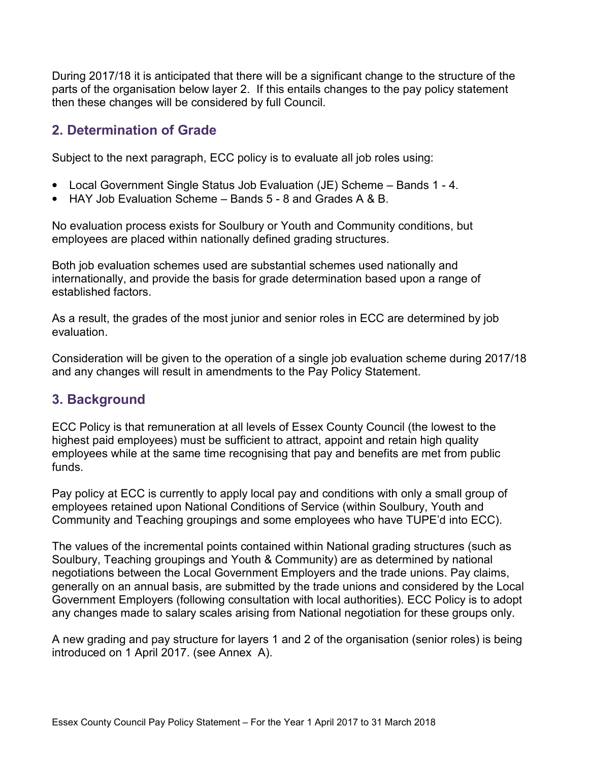During 2017/18 it is anticipated that there will be a significant change to the structure of the parts of the organisation below layer 2. If this entails changes to the pay policy statement then these changes will be considered by full Council.

## 2. Determination of Grade

Subject to the next paragraph, ECC policy is to evaluate all job roles using:

- Local Government Single Status Job Evaluation (JE) Scheme – Bands 1 - 4.
- HAY Job Evaluation Scheme – Bands 5 - 8 and Grades A & B.

No evaluation process exists for Soulbury or Youth and Community conditions, but employees are placed within nationally defined grading structures.

Both job evaluation schemes used are substantial schemes used nationally and internationally, and provide the basis for grade determination based upon a range of established factors.

As a result, the grades of the most junior and senior roles in ECC are determined by job evaluation.

Consideration will be given to the operation of a single job evaluation scheme during 2017/18 and any changes will result in amendments to the Pay Policy Statement.

## 3. Background

ECC Policy is that remuneration at all levels of Essex County Council (the lowest to the highest paid employees) must be sufficient to attract, appoint and retain high quality employees while at the same time recognising that pay and benefits are met from public funds.

Pay policy at ECC is currently to apply local pay and conditions with only a small group of employees retained upon National Conditions of Service (within Soulbury, Youth and Community and Teaching groupings and some employees who have TUPE'd into ECC).

The values of the incremental points contained within National grading structures (such as Soulbury, Teaching groupings and Youth & Community) are as determined by national negotiations between the Local Government Employers and the trade unions. Pay claims, generally on an annual basis, are submitted by the trade unions and considered by the Local Government Employers (following consultation with local authorities). ECC Policy is to adopt any changes made to salary scales arising from National negotiation for these groups only.

A new grading and pay structure for layers 1 and 2 of the organisation (senior roles) is being introduced on 1 April 2017. (see Annex A).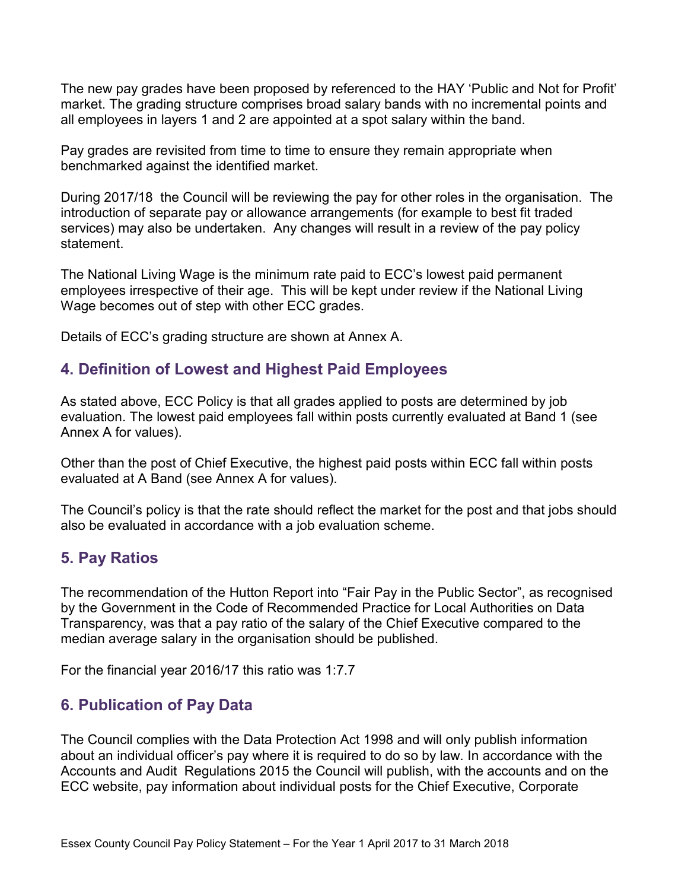The new pay grades have been proposed by referenced to the HAY 'Public and Not for Profit' market. The grading structure comprises broad salary bands with no incremental points and all employees in layers 1 and 2 are appointed at a spot salary within the band.

Pay grades are revisited from time to time to ensure they remain appropriate when benchmarked against the identified market.

During 2017/18 the Council will be reviewing the pay for other roles in the organisation. The introduction of separate pay or allowance arrangements (for example to best fit traded services) may also be undertaken. Any changes will result in a review of the pay policy statement.

The National Living Wage is the minimum rate paid to ECC's lowest paid permanent employees irrespective of their age. This will be kept under review if the National Living Wage becomes out of step with other ECC grades.

Details of ECC's grading structure are shown at Annex A.

## 4. Definition of Lowest and Highest Paid Employees

As stated above, ECC Policy is that all grades applied to posts are determined by job evaluation. The lowest paid employees fall within posts currently evaluated at Band 1 (see Annex A for values).

Other than the post of Chief Executive, the highest paid posts within ECC fall within posts evaluated at A Band (see Annex A for values).

The Council's policy is that the rate should reflect the market for the post and that jobs should also be evaluated in accordance with a job evaluation scheme.

## 5. Pay Ratios

The recommendation of the Hutton Report into "Fair Pay in the Public Sector", as recognised by the Government in the Code of Recommended Practice for Local Authorities on Data Transparency, was that a pay ratio of the salary of the Chief Executive compared to the median average salary in the organisation should be published.

For the financial year 2016/17 this ratio was 1:7.7

## 6. Publication of Pay Data

The Council complies with the Data Protection Act 1998 and will only publish information about an individual officer's pay where it is required to do so by law. In accordance with the Accounts and Audit Regulations 2015 the Council will publish, with the accounts and on the ECC website, pay information about individual posts for the Chief Executive, Corporate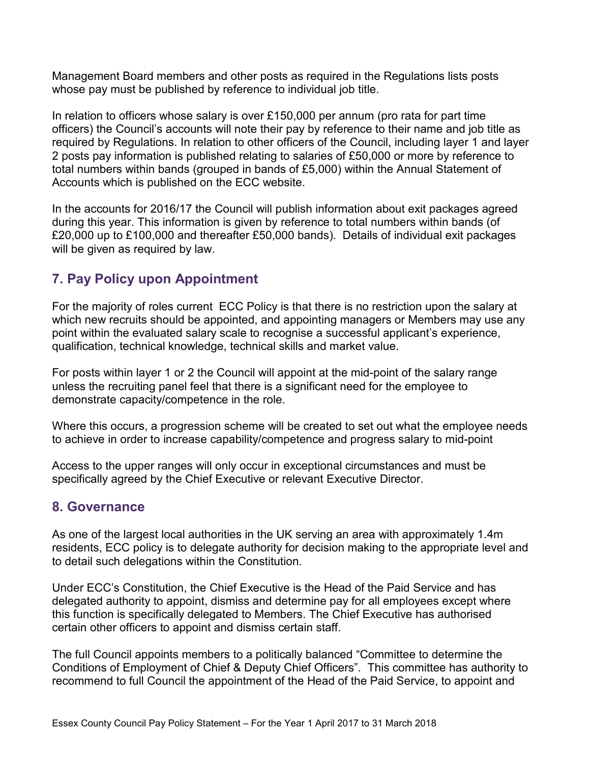Management Board members and other posts as required in the Regulations lists posts whose pay must be published by reference to individual job title.

In relation to officers whose salary is over £150,000 per annum (pro rata for part time officers) the Council's accounts will note their pay by reference to their name and job title as required by Regulations. In relation to other officers of the Council, including layer 1 and layer 2 posts pay information is published relating to salaries of £50,000 or more by reference to total numbers within bands (grouped in bands of £5,000) within the Annual Statement of Accounts which is published on the ECC website.

In the accounts for 2016/17 the Council will publish information about exit packages agreed during this year. This information is given by reference to total numbers within bands (of £20,000 up to £100,000 and thereafter £50,000 bands). Details of individual exit packages will be given as required by law.

## 7. Pay Policy upon Appointment

For the majority of roles current ECC Policy is that there is no restriction upon the salary at which new recruits should be appointed, and appointing managers or Members may use any point within the evaluated salary scale to recognise a successful applicant's experience, qualification, technical knowledge, technical skills and market value.

For posts within layer 1 or 2 the Council will appoint at the mid-point of the salary range unless the recruiting panel feel that there is a significant need for the employee to demonstrate capacity/competence in the role.

Where this occurs, a progression scheme will be created to set out what the employee needs to achieve in order to increase capability/competence and progress salary to mid-point

Access to the upper ranges will only occur in exceptional circumstances and must be specifically agreed by the Chief Executive or relevant Executive Director.

## 8. Governance

As one of the largest local authorities in the UK serving an area with approximately 1.4m residents, ECC policy is to delegate authority for decision making to the appropriate level and to detail such delegations within the Constitution.

Under ECC's Constitution, the Chief Executive is the Head of the Paid Service and has delegated authority to appoint, dismiss and determine pay for all employees except where this function is specifically delegated to Members. The Chief Executive has authorised certain other officers to appoint and dismiss certain staff.

The full Council appoints members to a politically balanced "Committee to determine the Conditions of Employment of Chief & Deputy Chief Officers". This committee has authority to recommend to full Council the appointment of the Head of the Paid Service, to appoint and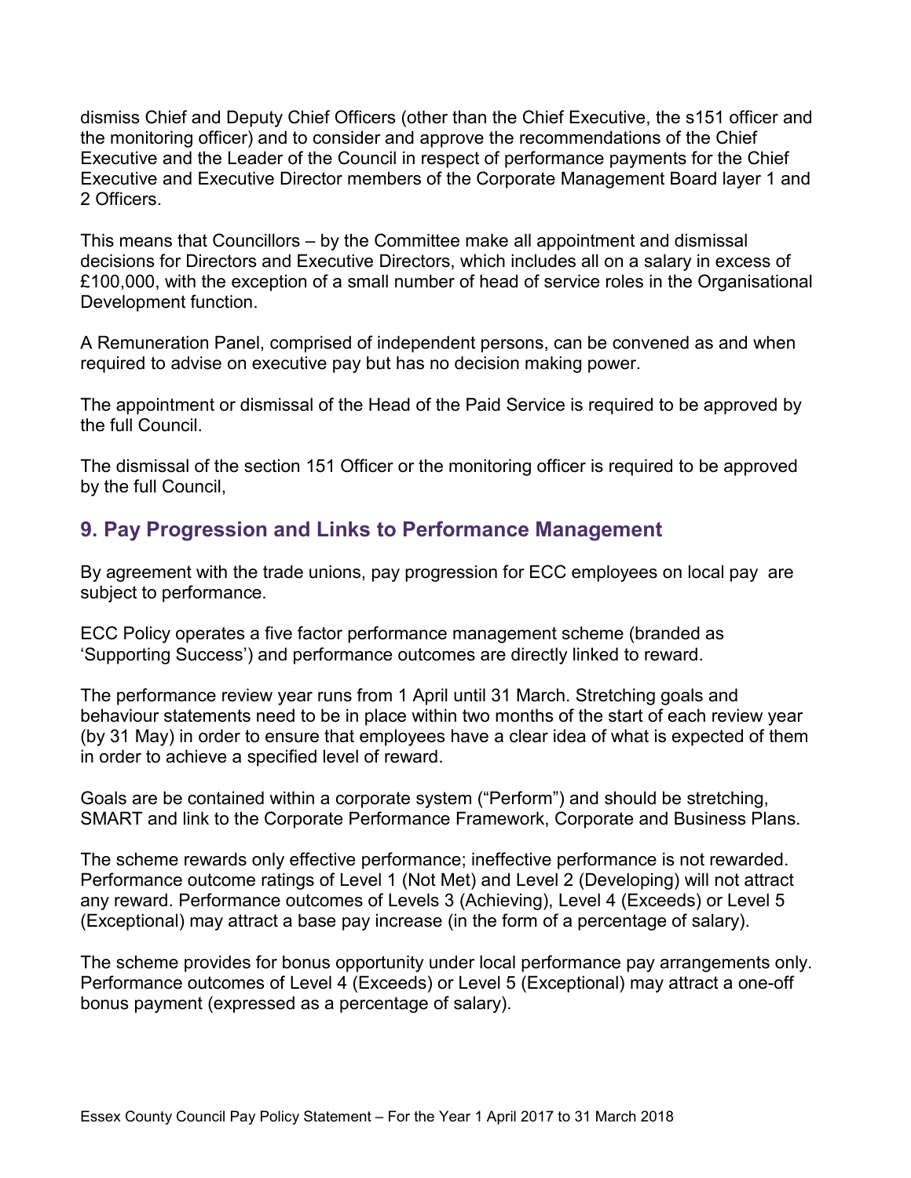dismiss Chief and Deputy Chief Officers (other than the Chief Executive, the s151 officer and the monitoring officer) and to consider and approve the recommendations of the Chief Executive and the Leader of the Council in respect of performance payments for the Chief Executive and Executive Director members of the Corporate Management Board layer 1 and 2 Officers.

This means that Councillors – by the Committee make all appointment and dismissal decisions for Directors and Executive Directors, which includes all on a salary in excess of £100,000, with the exception of a small number of head of service roles in the Organisational Development function.

A Remuneration Panel, comprised of independent persons, can be convened as and when required to advise on executive pay but has no decision making power.

The appointment or dismissal of the Head of the Paid Service is required to be approved by the full Council.

The dismissal of the section 151 Officer or the monitoring officer is required to be approved by the full Council,

## 9. Pay Progression and Links to Performance Management

By agreement with the trade unions, pay progression for ECC employees on local pay are subject to performance.

ECC Policy operates a five factor performance management scheme (branded as 'Supporting Success') and performance outcomes are directly linked to reward.

The performance review year runs from 1 April until 31 March. Stretching goals and behaviour statements need to be in place within two months of the start of each review year (by 31 May) in order to ensure that employees have a clear idea of what is expected of them in order to achieve a specified level of reward.

Goals are be contained within a corporate system ("Perform") and should be stretching, SMART and link to the Corporate Performance Framework, Corporate and Business Plans.

The scheme rewards only effective performance; ineffective performance is not rewarded. Performance outcome ratings of Level 1 (Not Met) and Level 2 (Developing) will not attract any reward. Performance outcomes of Levels 3 (Achieving), Level 4 (Exceeds) or Level 5 (Exceptional) may attract a base pay increase (in the form of a percentage of salary).

The scheme provides for bonus opportunity under local performance pay arrangements only. Performance outcomes of Level 4 (Exceeds) or Level 5 (Exceptional) may attract a one-off bonus payment (expressed as a percentage of salary).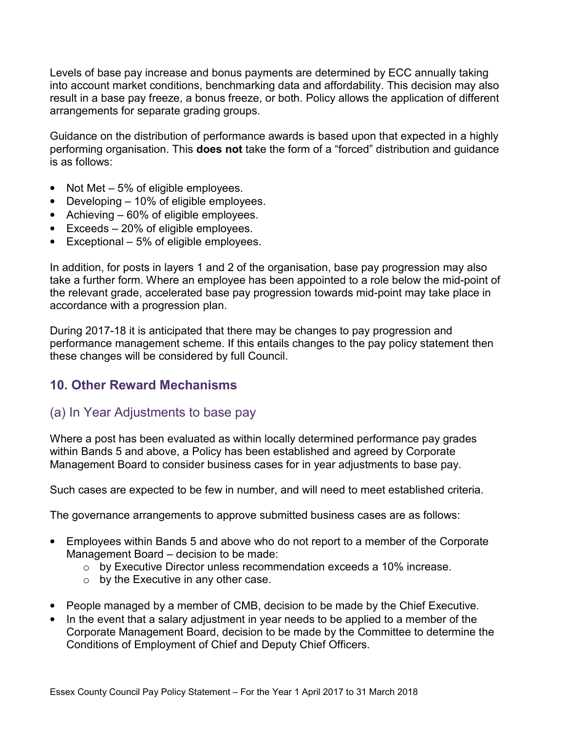Levels of base pay increase and bonus payments are determined by ECC annually taking into account market conditions, benchmarking data and affordability. This decision may also result in a base pay freeze, a bonus freeze, or both. Policy allows the application of different arrangements for separate grading groups.

Guidance on the distribution of performance awards is based upon that expected in a highly performing organisation. This **does not** take the form of a "forced" distribution and guidance is as follows:

- Not Met – 5% of eligible employees.
- Developing – 10% of eligible employees.
- Achieving – 60% of eligible employees.
- Exceeds – 20% of eligible employees.
- Exceptional – 5% of eligible employees.

In addition, for posts in layers 1 and 2 of the organisation, base pay progression may also take a further form. Where an employee has been appointed to a role below the mid-point of the relevant grade, accelerated base pay progression towards mid-point may take place in accordance with a progression plan.

During 2017-18 it is anticipated that there may be changes to pay progression and performance management scheme. If this entails changes to the pay policy statement then these changes will be considered by full Council.

## 10. Other Reward Mechanisms

### (a) In Year Adjustments to base pay

Where a post has been evaluated as within locally determined performance pay grades within Bands 5 and above, a Policy has been established and agreed by Corporate Management Board to consider business cases for in year adjustments to base pay.

Such cases are expected to be few in number, and will need to meet established criteria.

The governance arrangements to approve submitted business cases are as follows:

- Employees within Bands 5 and above who do not report to a member of the Corporate Management Board – decision to be made:
  - by Executive Director unless recommendation exceeds a 10% increase.
  - by the Executive in any other case.
- People managed by a member of CMB, decision to be made by the Chief Executive.
- In the event that a salary adjustment in year needs to be applied to a member of the Corporate Management Board, decision to be made by the Committee to determine the Conditions of Employment of Chief and Deputy Chief Officers.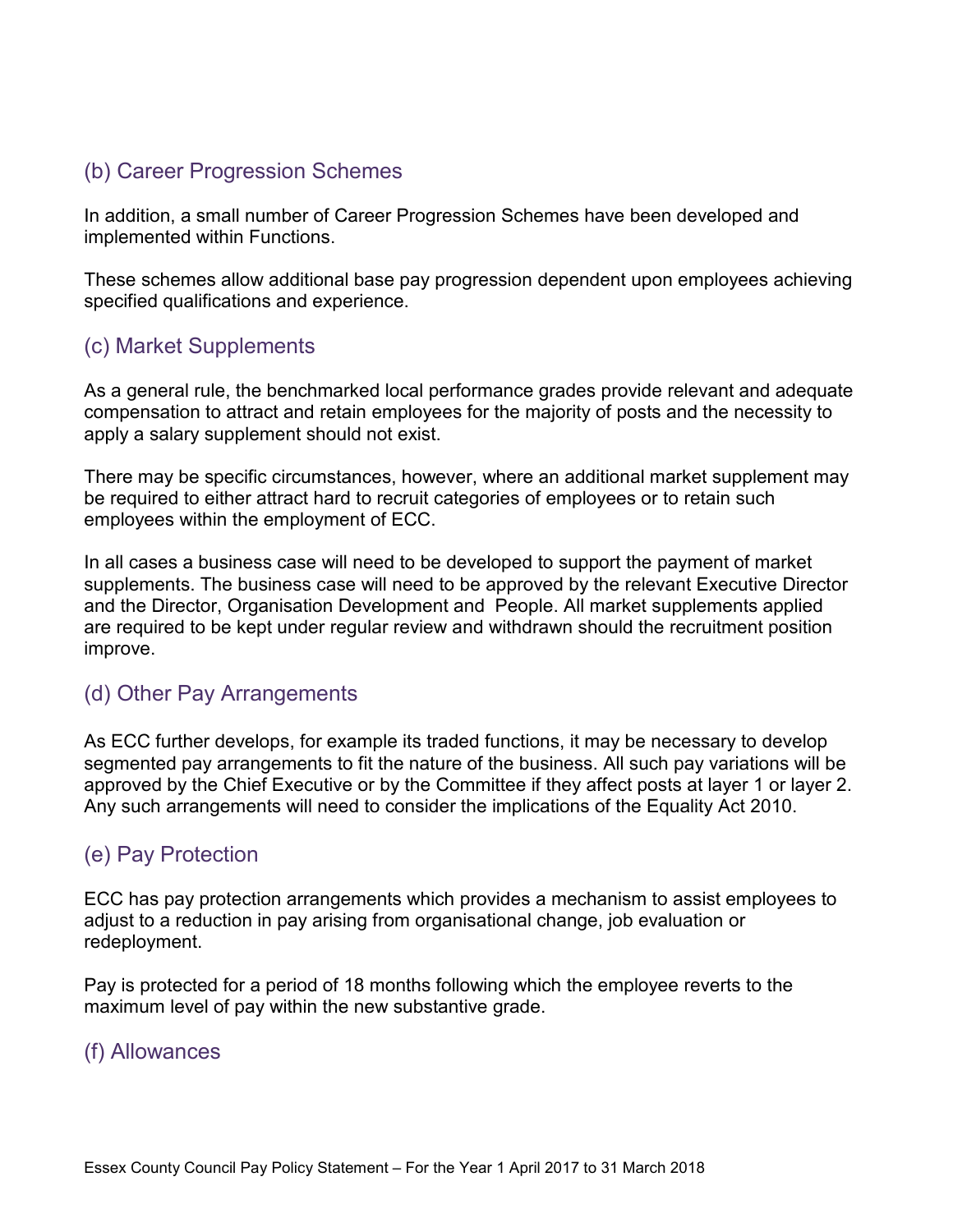## (b) Career Progression Schemes

In addition, a small number of Career Progression Schemes have been developed and implemented within Functions.

These schemes allow additional base pay progression dependent upon employees achieving specified qualifications and experience.

## (c) Market Supplements

As a general rule, the benchmarked local performance grades provide relevant and adequate compensation to attract and retain employees for the majority of posts and the necessity to apply a salary supplement should not exist.

There may be specific circumstances, however, where an additional market supplement may be required to either attract hard to recruit categories of employees or to retain such employees within the employment of ECC.

In all cases a business case will need to be developed to support the payment of market supplements. The business case will need to be approved by the relevant Executive Director and the Director, Organisation Development and People. All market supplements applied are required to be kept under regular review and withdrawn should the recruitment position improve.

## (d) Other Pay Arrangements

As ECC further develops, for example its traded functions, it may be necessary to develop segmented pay arrangements to fit the nature of the business. All such pay variations will be approved by the Chief Executive or by the Committee if they affect posts at layer 1 or layer 2. Any such arrangements will need to consider the implications of the Equality Act 2010.

## (e) Pay Protection

ECC has pay protection arrangements which provides a mechanism to assist employees to adjust to a reduction in pay arising from organisational change, job evaluation or redeployment.

Pay is protected for a period of 18 months following which the employee reverts to the maximum level of pay within the new substantive grade.

## (f) Allowances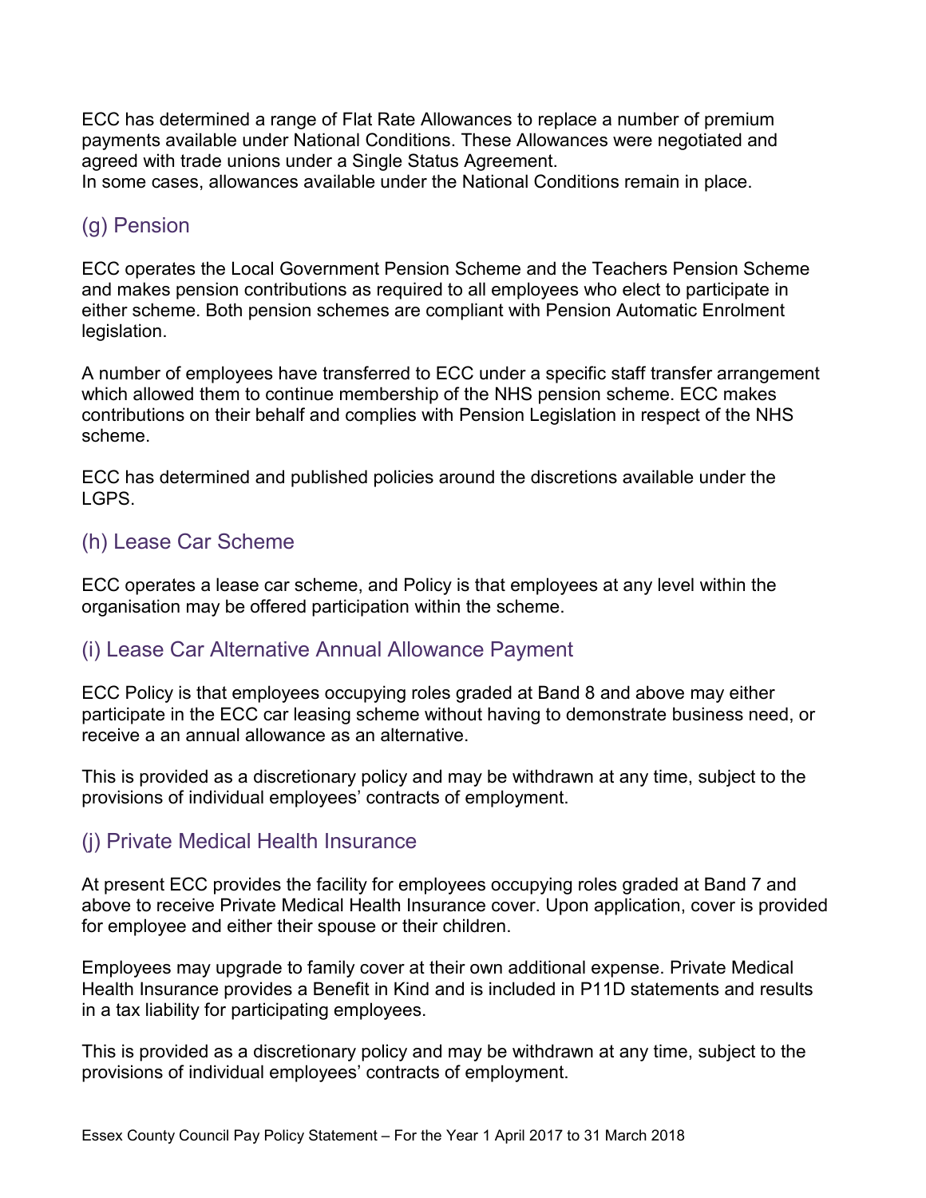ECC has determined a range of Flat Rate Allowances to replace a number of premium payments available under National Conditions. These Allowances were negotiated and agreed with trade unions under a Single Status Agreement.
In some cases, allowances available under the National Conditions remain in place.

## (g) Pension

ECC operates the Local Government Pension Scheme and the Teachers Pension Scheme and makes pension contributions as required to all employees who elect to participate in either scheme. Both pension schemes are compliant with Pension Automatic Enrolment legislation.

A number of employees have transferred to ECC under a specific staff transfer arrangement which allowed them to continue membership of the NHS pension scheme. ECC makes contributions on their behalf and complies with Pension Legislation in respect of the NHS scheme.

ECC has determined and published policies around the discretions available under the LGPS.

## (h) Lease Car Scheme

ECC operates a lease car scheme, and Policy is that employees at any level within the organisation may be offered participation within the scheme.

## (i) Lease Car Alternative Annual Allowance Payment

ECC Policy is that employees occupying roles graded at Band 8 and above may either participate in the ECC car leasing scheme without having to demonstrate business need, or receive a an annual allowance as an alternative.

This is provided as a discretionary policy and may be withdrawn at any time, subject to the provisions of individual employees' contracts of employment.

## (j) Private Medical Health Insurance

At present ECC provides the facility for employees occupying roles graded at Band 7 and above to receive Private Medical Health Insurance cover. Upon application, cover is provided for employee and either their spouse or their children.

Employees may upgrade to family cover at their own additional expense. Private Medical Health Insurance provides a Benefit in Kind and is included in P11D statements and results in a tax liability for participating employees.

This is provided as a discretionary policy and may be withdrawn at any time, subject to the provisions of individual employees' contracts of employment.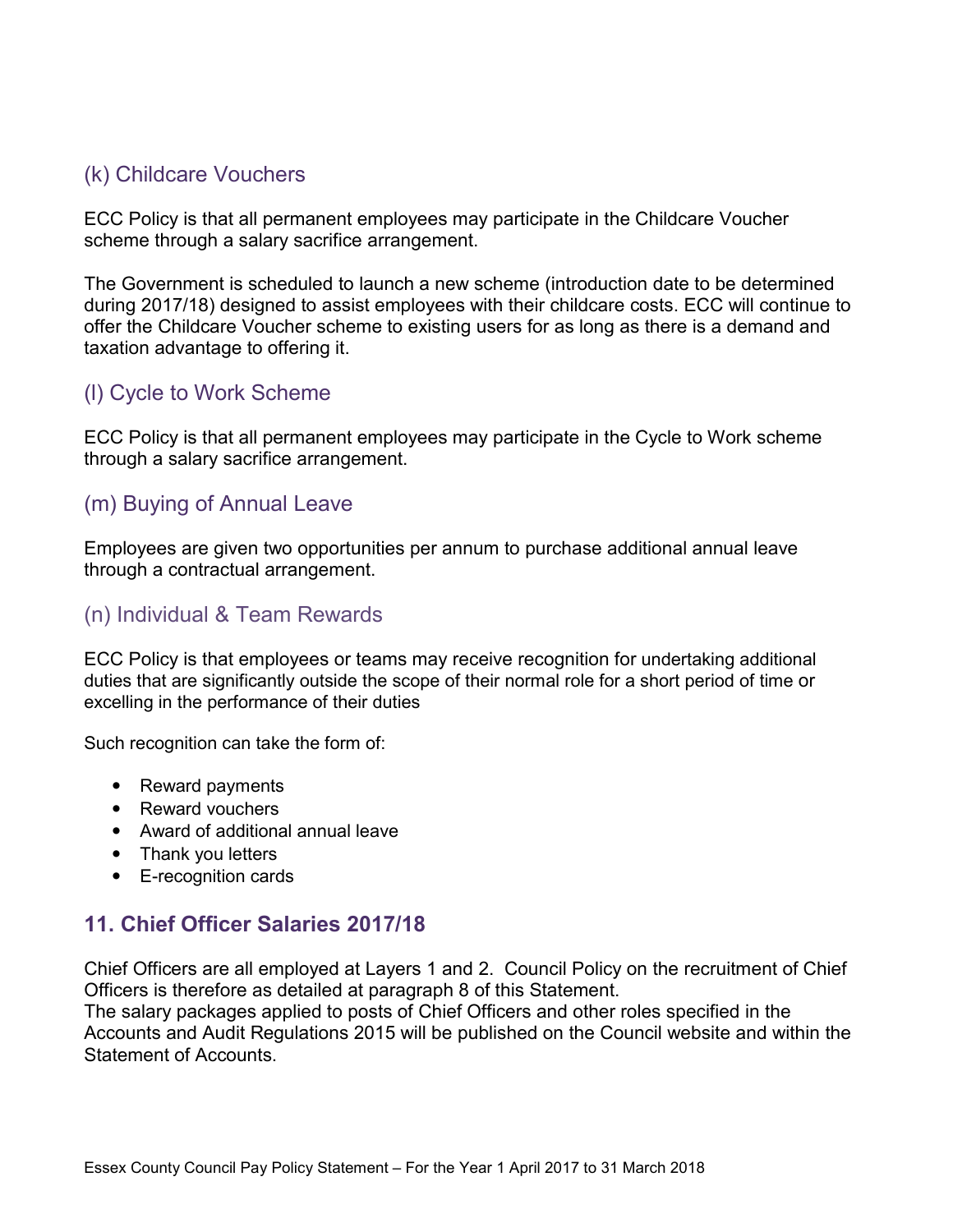### (k) Childcare Vouchers

ECC Policy is that all permanent employees may participate in the Childcare Voucher scheme through a salary sacrifice arrangement.

The Government is scheduled to launch a new scheme (introduction date to be determined during 2017/18) designed to assist employees with their childcare costs. ECC will continue to offer the Childcare Voucher scheme to existing users for as long as there is a demand and taxation advantage to offering it.

### (l) Cycle to Work Scheme

ECC Policy is that all permanent employees may participate in the Cycle to Work scheme through a salary sacrifice arrangement.

### (m) Buying of Annual Leave

Employees are given two opportunities per annum to purchase additional annual leave through a contractual arrangement.

### (n) Individual & Team Rewards

ECC Policy is that employees or teams may receive recognition for undertaking additional duties that are significantly outside the scope of their normal role for a short period of time or excelling in the performance of their duties

Such recognition can take the form of:

- Reward payments
- Reward vouchers
- Award of additional annual leave
- Thank you letters
- E-recognition cards

## 11. Chief Officer Salaries 2017/18

Chief Officers are all employed at Layers 1 and 2. Council Policy on the recruitment of Chief Officers is therefore as detailed at paragraph 8 of this Statement.
The salary packages applied to posts of Chief Officers and other roles specified in the Accounts and Audit Regulations 2015 will be published on the Council website and within the Statement of Accounts.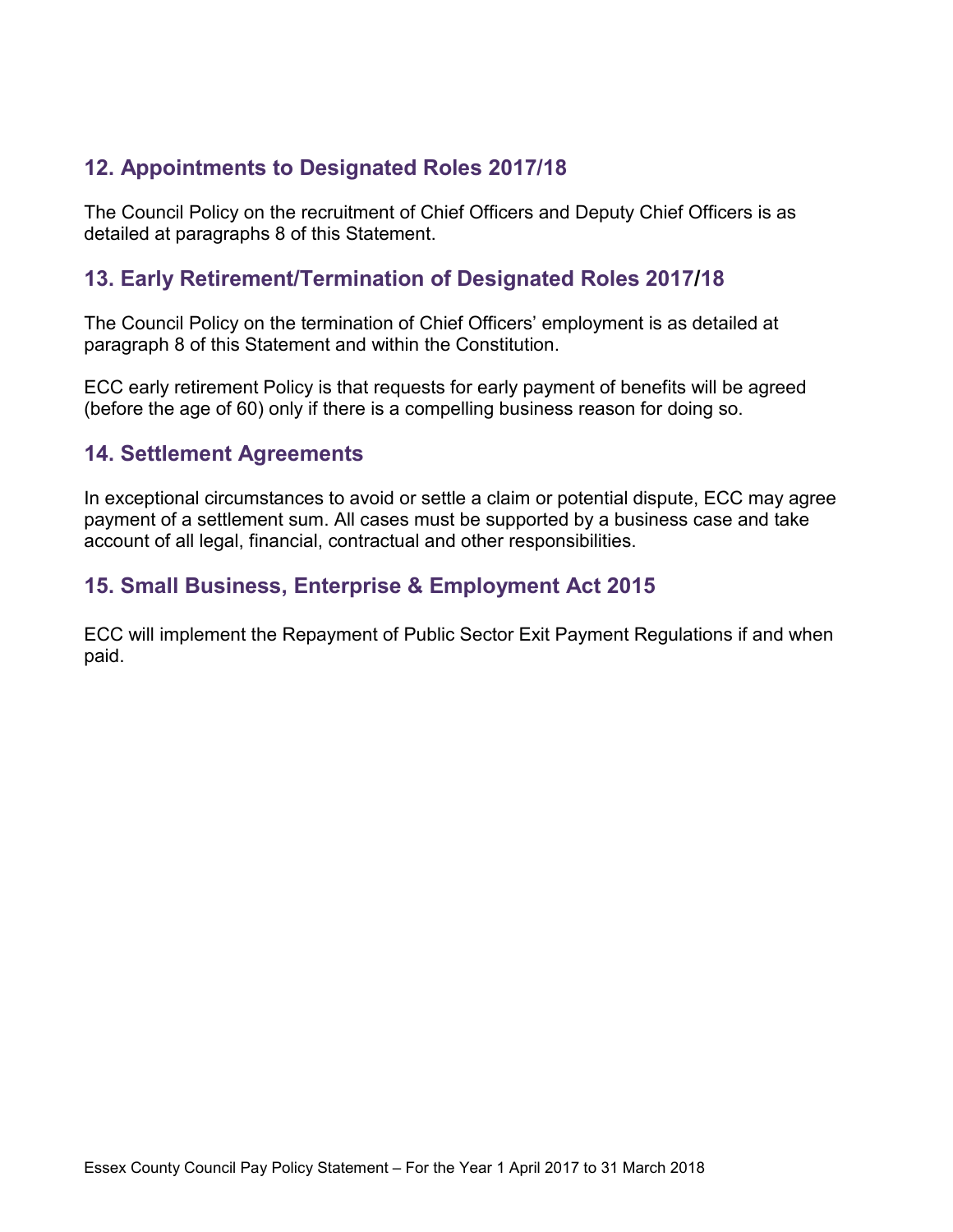## 12. Appointments to Designated Roles 2017/18

The Council Policy on the recruitment of Chief Officers and Deputy Chief Officers is as detailed at paragraphs 8 of this Statement.

## 13. Early Retirement/Termination of Designated Roles 2017/18

The Council Policy on the termination of Chief Officers' employment is as detailed at paragraph 8 of this Statement and within the Constitution.

ECC early retirement Policy is that requests for early payment of benefits will be agreed (before the age of 60) only if there is a compelling business reason for doing so.

## 14. Settlement Agreements

In exceptional circumstances to avoid or settle a claim or potential dispute, ECC may agree payment of a settlement sum. All cases must be supported by a business case and take account of all legal, financial, contractual and other responsibilities.

## 15. Small Business, Enterprise & Employment Act 2015

ECC will implement the Repayment of Public Sector Exit Payment Regulations if and when paid.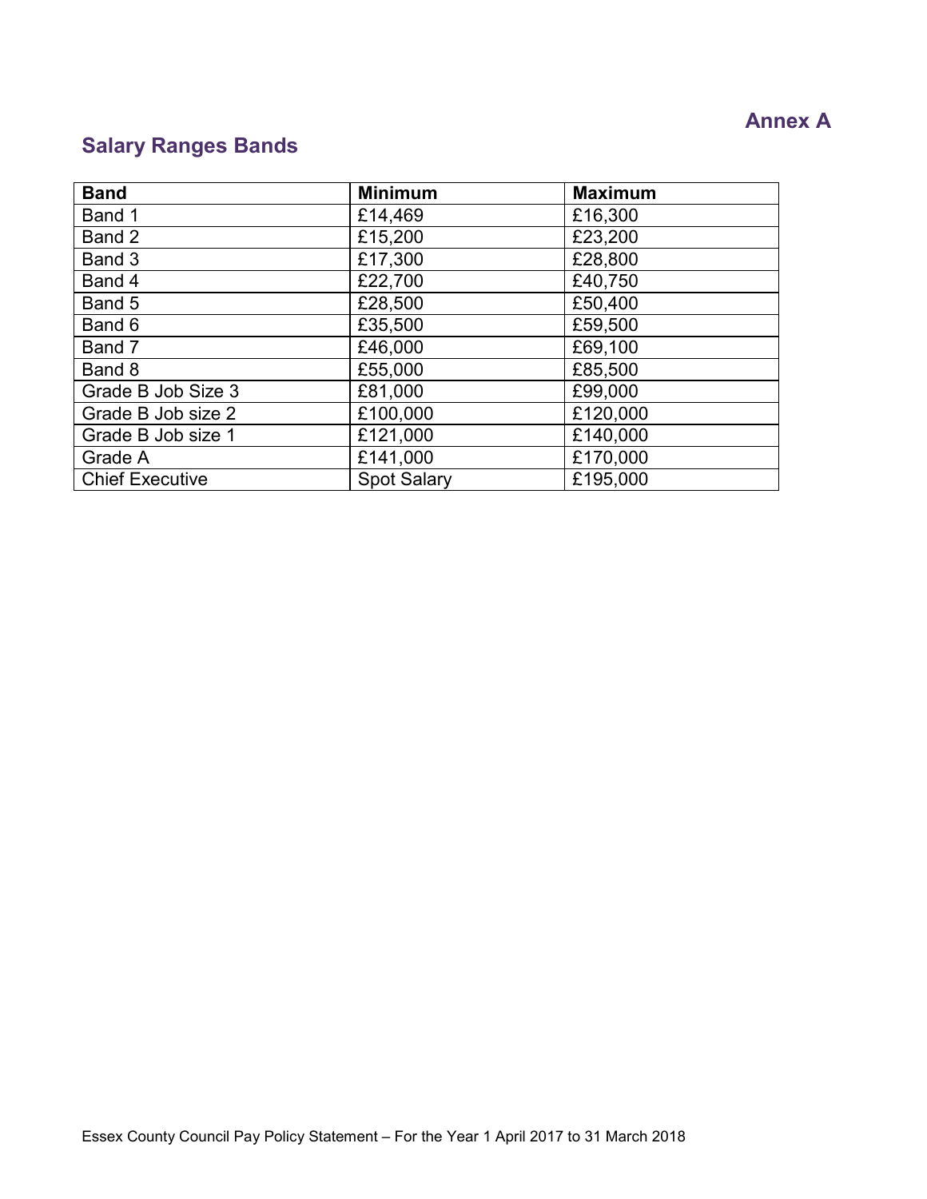**Annex A**

## Salary Ranges Bands

| Band | Minimum | Maximum |
|---|---|---|
| Band 1 | £14,469 | £16,300 |
| Band 2 | £15,200 | £23,200 |
| Band 3 | £17,300 | £28,800 |
| Band 4 | £22,700 | £40,750 |
| Band 5 | £28,500 | £50,400 |
| Band 6 | £35,500 | £59,500 |
| Band 7 | £46,000 | £69,100 |
| Band 8 | £55,000 | £85,500 |
| Grade B Job Size 3 | £81,000 | £99,000 |
| Grade B Job size 2 | £100,000 | £120,000 |
| Grade B Job size 1 | £121,000 | £140,000 |
| Grade A | £141,000 | £170,000 |
| Chief Executive | Spot Salary | £195,000 |